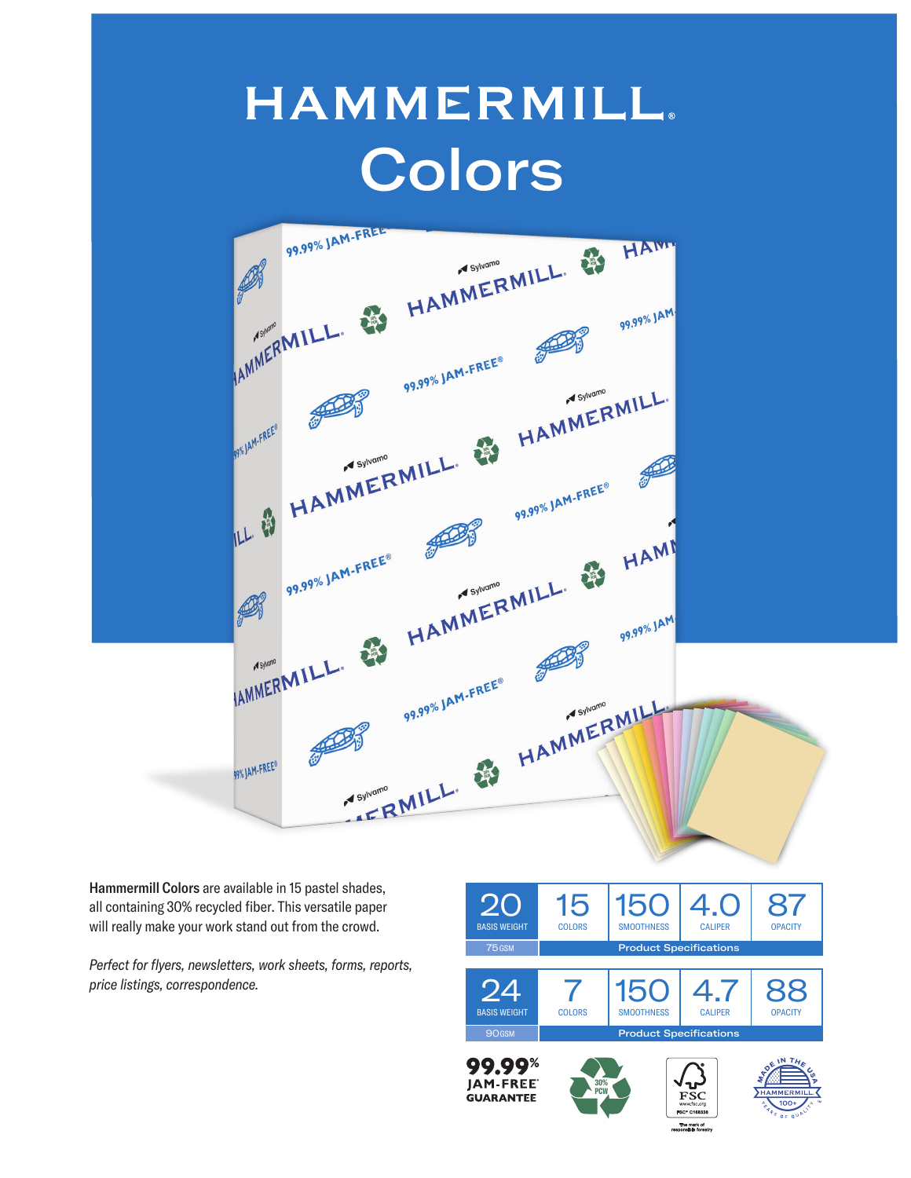# HAMMERMILL Colors

**Hammermill Colors** are available in 15 pastel shades, all containing 30% recycled fiber. This versatile paper will really make your work stand out from the crowd.

*Perfect for flyers, newsletters, work sheets, forms, reports, price listings, correspondence.*

| BASIS WEIGHT | COLORS | SMOOTHNESS | CALIPER | OPACITY |
|---|---|---|---|---|
| 20 (75 GSM) | 15 | 150 | 4.0 | 87 |
| 24 (90 GSM) | 7 | 150 | 4.7 | 88 |

Product Specifications

99.99% JAM-FREE GUARANTEE

30% PCW

FSC

MADE IN THE USA — HAMMERMILL 100+ YEARS OF QUALITY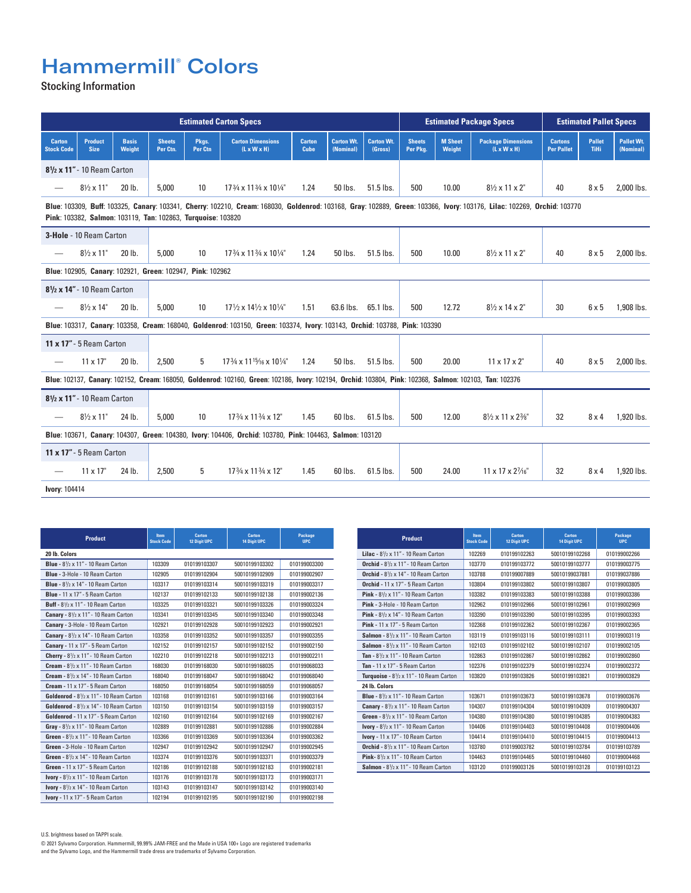# Hammermill® Colors

## Stocking Information

| Estimated Carton Specs | | | | | | | | | | Estimated Package Specs | | | Estimated Pallet Specs | | |
|---|---|---|---|---|---|---|---|---|---|---|---|---|---|---|---|
| Carton Stock Code | Product Size | Basis Weight | Sheets Per Ctn. | Pkgs. Per Ctn | Carton Dimensions (L x W x H) | Carton Cube | Carton Wt. (Nominal) | Carton Wt. (Gross) | Sheets Per Pkg. | M Sheet Weight | Package Dimensions (L x W x H) | Cartons Per Pallet | Pallet TiHi | Pallet Wt. (Nominal) |
| **8½ x 11"** - 10 Ream Carton | | | | | | | | | | | | | | |
| — | 8½ x 11" | 20 lb. | 5,000 | 10 | 17¾ x 11¾ x 10¼" | 1.24 | 50 lbs. | 51.5 lbs. | 500 | 10.00 | 8½ x 11 x 2" | 40 | 8 x 5 | 2,000 lbs. |
| **Blue**: 103309, **Buff**: 103325, **Canary**: 103341, **Cherry**: 102210, **Cream**: 168030, **Goldenrod**: 103168, **Gray**: 102889, **Green**: 103366, **Ivory**: 103176, **Lilac**: 102269, **Orchid**: 103770, **Pink**: 103382, **Salmon**: 103119, **Tan**: 102863, **Turquoise**: 103820 | | | | | | | | | | | | | | |
| **3-Hole** - 10 Ream Carton | | | | | | | | | | | | | | |
| — | 8½ x 11" | 20 lb. | 5,000 | 10 | 17¾ x 11¾ x 10¼" | 1.24 | 50 lbs. | 51.5 lbs. | 500 | 10.00 | 8½ x 11 x 2" | 40 | 8 x 5 | 2,000 lbs. |
| **Blue**: 102905, **Canary**: 102921, **Green**: 102947, **Pink**: 102962 | | | | | | | | | | | | | | |
| **8½ x 14"** - 10 Ream Carton | | | | | | | | | | | | | | |
| — | 8½ x 14" | 20 lb. | 5,000 | 10 | 17½ x 14½ x 10¼" | 1.51 | 63.6 lbs. | 65.1 lbs. | 500 | 12.72 | 8½ x 14 x 2" | 30 | 6 x 5 | 1,908 lbs. |
| **Blue**: 103317, **Canary**: 103358, **Cream**: 168040, **Goldenrod**: 103150, **Green**: 103374, **Ivory**: 103143, **Orchid**: 103788, **Pink**: 103390 | | | | | | | | | | | | | | |
| **11 x 17"** - 5 Ream Carton | | | | | | | | | | | | | | |
| — | 11 x 17" | 20 lb. | 2,500 | 5 | 17¾ x 11<sup>15</sup>⁄16 x 10¼" | 1.24 | 50 lbs. | 51.5 lbs. | 500 | 20.00 | 11 x 17 x 2" | 40 | 8 x 5 | 2,000 lbs. |
| **Blue**: 102137, **Canary**: 102152, **Cream**: 168050, **Goldenrod**: 102160, **Green**: 102186, **Ivory**: 102194, **Orchid**: 103804, **Pink**: 102368, **Salmon**: 102103, **Tan**: 102376 | | | | | | | | | | | | | | |
| **8½ x 11"** - 10 Ream Carton | | | | | | | | | | | | | | |
| — | 8½ x 11" | 24 lb. | 5,000 | 10 | 17¾ x 11¾ x 12" | 1.45 | 60 lbs. | 61.5 lbs. | 500 | 12.00 | 8½ x 11 x 2⅜" | 32 | 8 x 4 | 1,920 lbs. |
| **Blue**: 103671, **Canary**: 104307, **Green**: 104380, **Ivory**: 104406, **Orchid**: 103780, **Pink**: 104463, **Salmon**: 103120 | | | | | | | | | | | | | | |
| **11 x 17"** - 5 Ream Carton | | | | | | | | | | | | | | |
| — | 11 x 17" | 24 lb. | 2,500 | 5 | 17¾ x 11¾ x 12" | 1.45 | 60 lbs. | 61.5 lbs. | 500 | 24.00 | 11 x 17 x 2 7⁄16" | 32 | 8 x 4 | 1,920 lbs. |
| **Ivory**: 104414 | | | | | | | | | | | | | | |

| Product | Item Stock Code | Carton 12 Digit UPC | Carton 14 Digit UPC | Package UPC |
|---|---|---|---|---|
| **20 lb. Colors** | | | | |
| **Blue** - 8½ x 11" - 10 Ream Carton | 103309 | 010199103307 | 50010199103302 | 010199003300 |
| **Blue** - 3-Hole - 10 Ream Carton | 102905 | 010199102904 | 50010199102909 | 010199002907 |
| **Blue** - 8½ x 14" - 10 Ream Carton | 103317 | 010199103314 | 50010199103319 | 010199003317 |
| **Blue** - 11 x 17" - 5 Ream Carton | 102137 | 010199102133 | 50010199102138 | 010199002136 |
| **Buff** - 8½ x 11" - 10 Ream Carton | 103325 | 010199103321 | 50010199103326 | 010199003324 |
| **Canary** - 8½ x 11" - 10 Ream Carton | 103341 | 010199103345 | 50010199103340 | 010199003348 |
| **Canary** - 3-Hole - 10 Ream Carton | 102921 | 010199102928 | 50010199102923 | 010199002921 |
| **Canary** - 8½ x 14" - 10 Ream Carton | 103358 | 010199103352 | 50010199103357 | 010199003355 |
| **Canary** - 11 x 17" - 5 Ream Carton | 102152 | 010199102157 | 50010199102152 | 010199002150 |
| **Cherry** - 8½ x 11" - 10 Ream Carton | 102210 | 010199102218 | 50010199102213 | 010199002211 |
| **Cream** - 8½ x 11" - 10 Ream Carton | 168030 | 010199168030 | 50010199168035 | 010199068033 |
| **Cream** - 8½ x 14" - 10 Ream Carton | 168040 | 010199168047 | 50010199168042 | 010199068040 |
| **Cream** - 11 x 17" - 5 Ream Carton | 168050 | 010199168054 | 50010199168059 | 010199068057 |
| **Goldenrod** - 8½ x 11" - 10 Ream Carton | 103168 | 010199103161 | 50010199103166 | 010199003164 |
| **Goldenrod** - 8½ x 14" - 10 Ream Carton | 103150 | 010199103154 | 50010199103159 | 010199003157 |
| **Goldenrod** - 11 x 17" - 5 Ream Carton | 102160 | 010199102164 | 50010199102169 | 010199002167 |
| **Gray** - 8½ x 11" - 10 Ream Carton | 102889 | 010199102881 | 50010199102886 | 010199002884 |
| **Green** - 8½ x 11" - 10 Ream Carton | 103366 | 010199103369 | 50010199103364 | 010199003362 |
| **Green** - 3-Hole - 10 Ream Carton | 102947 | 010199102942 | 50010199102947 | 010199002945 |
| **Green** - 8½ x 14" - 10 Ream Carton | 103374 | 010199103376 | 50010199103371 | 010199003379 |
| **Green** - 11 x 17" - 5 Ream Carton | 102186 | 010199102188 | 50010199102183 | 010199002181 |
| **Ivory** - 8½ x 11" - 10 Ream Carton | 103176 | 010199103178 | 50010199103173 | 010199003171 |
| **Ivory** - 8½ x 14" - 10 Ream Carton | 103143 | 010199103147 | 50010199103142 | 010199003140 |
| **Ivory** - 11 x 17" - 5 Ream Carton | 102194 | 010199102195 | 50010199102190 | 010199002198 |

| Product | Item Stock Code | Carton 12 Digit UPC | Carton 14 Digit UPC | Package UPC |
|---|---|---|---|---|
| **Lilac** - 8½ x 11" - 10 Ream Carton | 102269 | 010199102263 | 50010199102268 | 010199002266 |
| **Orchid** - 8½ x 11" - 10 Ream Carton | 103770 | 010199103772 | 50010199103777 | 010199003775 |
| **Orchid** - 8½ x 14" - 10 Ream Carton | 103788 | 010199007889 | 50010199037881 | 010199037886 |
| **Orchid** - 11 x 17" - 5 Ream Carton | 103804 | 010199103802 | 50010199103807 | 010199003805 |
| **Pink** - 8½ x 11" - 10 Ream Carton | 103382 | 010199103383 | 50010199103388 | 010199003386 |
| **Pink** - 3-Hole - 10 Ream Carton | 102962 | 010199102966 | 50010199102961 | 010199002969 |
| **Pink** - 8½ x 14" - 10 Ream Carton | 103390 | 010199103390 | 50010199103395 | 010199003393 |
| **Pink** - 11 x 17" - 5 Ream Carton | 102368 | 010199102362 | 50010199102367 | 010199002365 |
| **Salmon** - 8½ x 11" - 10 Ream Carton | 103119 | 010199103116 | 50010199103111 | 010199003119 |
| **Salmon** - 8½ x 11" - 10 Ream Carton | 102103 | 010199102102 | 50010199102107 | 010199002105 |
| **Tan** - 8½ x 11" - 10 Ream Carton | 102863 | 010199102867 | 50010199102862 | 010199002860 |
| **Tan** - 11 x 17" - 5 Ream Carton | 102376 | 010199102379 | 50010199102374 | 010199002372 |
| **Turquoise** - 8½ x 11" - 10 Ream Carton | 103820 | 010199103826 | 50010199103821 | 010199003829 |
| **24 lb. Colors** | | | | |
| **Blue** - 8½ x 11" - 10 Ream Carton | 103671 | 010199103673 | 50010199103678 | 010199003676 |
| **Canary** - 8½ x 11" - 10 Ream Carton | 104307 | 010199104304 | 50010199104309 | 010199004307 |
| **Green** - 8½ x 11" - 10 Ream Carton | 104380 | 010199104380 | 50010199104385 | 010199004383 |
| **Ivory** - 8½ x 11" - 10 Ream Carton | 104406 | 010199104403 | 50010199104408 | 010199004406 |
| **Ivory** - 11 x 17" - 10 Ream Carton | 104414 | 010199104410 | 50010199104415 | 010199004413 |
| **Orchid** - 8½ x 11" - 10 Ream Carton | 103780 | 010199003782 | 50010199103784 | 010199103789 |
| **Pink** - 8½ x 11" - 10 Ream Carton | 104463 | 010199104465 | 50010199104460 | 010199004468 |
| **Salmon** - 8½ x 11" - 10 Ream Carton | 103120 | 010199003126 | 50010199103128 | 010199103123 |

U.S. brightness based on TAPPI scale.

© 2021 Sylvamo Corporation. Hammermill, 99.99% JAM-FREE and the Made in USA 100+ Logo are registered trademarks and the Sylvamo Logo, and the Hammermill trade dress are trademarks of Sylvamo Corporation.